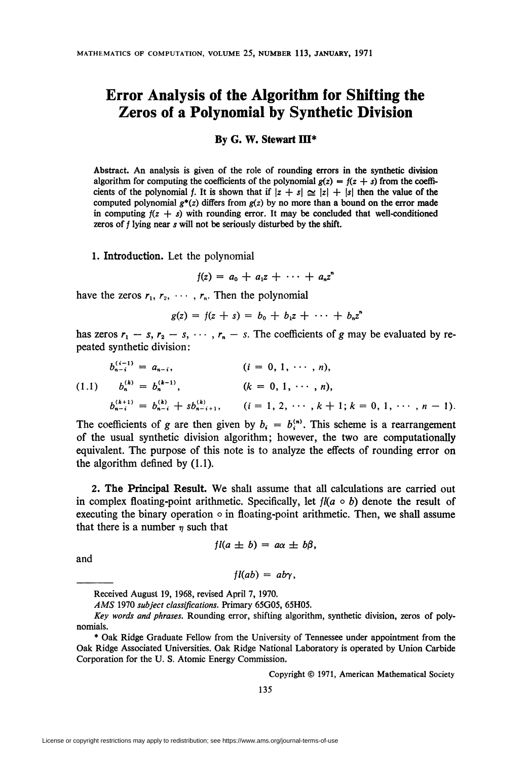# Error Analysis of the Algorithm for Shifting the Zeros of a Polynomial by Synthetic Division

**By G. W. Stewart III***

**Abstract.** An analysis is given of the role of rounding errors in the synthetic division algorithm for computing the coefficients of the polynomial $g(z) = f(z + s)$ from the coefficients of the polynomial $f$. It is shown that if $|z + s| \cong |z| + |s|$ then the value of the computed polynomial $g^*(z)$ differs from $g(z)$ by no more than a bound on the error made in computing $f(z + s)$ with rounding error. It may be concluded that well-conditioned zeros of $f$ lying near $s$ will not be seriously disturbed by the shift.

**1. Introduction.** Let the polynomial

$$f(z) = a_0 + a_1 z + \cdots + a_n z^n$$

have the zeros $r_1, r_2, \cdots, r_n$. Then the polynomial

$$g(z) = f(z + s) = b_0 + b_1 z + \cdots + b_n z^n$$

has zeros $r_1 - s, r_2 - s, \cdots, r_n - s$. The coefficients of $g$ may be evaluated by repeated synthetic division:

$$
\begin{aligned}
&b_{n-i}^{(i-1)} = a_{n-i}, && (i = 0, 1, \cdots, n),\\
(1.1) \qquad &b_n^{(k)} = b_n^{(k-1)}, && (k = 0, 1, \cdots, n),\\
&b_{n-i}^{(k+1)} = b_{n-i}^{(k)} + s b_{n-i+1}^{(k)}, && (i = 1, 2, \cdots, k + 1;\ k = 0, 1, \cdots, n - 1).
\end{aligned}
$$

The coefficients of $g$ are then given by $b_i = b_i^{(n)}$. This scheme is a rearrangement of the usual synthetic division algorithm; however, the two are computationally equivalent. The purpose of this note is to analyze the effects of rounding error on the algorithm defined by (1.1).

**2. The Principal Result.** We shall assume that all calculations are carried out in complex floating-point arithmetic. Specifically, let $fl(a \circ b)$ denote the result of executing the binary operation $\circ$ in floating-point arithmetic. Then, we shall assume that there is a number $\eta$ such that

$$fl(a \pm b) = a\alpha \pm b\beta,$$

and

$$fl(ab) = ab\gamma,$$

---

Received August 19, 1968, revised April 7, 1970.

*AMS* 1970 *subject classifications.* Primary 65G05, 65H05.

*Key words and phrases.* Rounding error, shifting algorithm, synthetic division, zeros of polynomials.

\* Oak Ridge Graduate Fellow from the University of Tennessee under appointment from the Oak Ridge Associated Universities. Oak Ridge National Laboratory is operated by Union Carbide Corporation for the U. S. Atomic Energy Commission.

Copyright © 1971, American Mathematical Society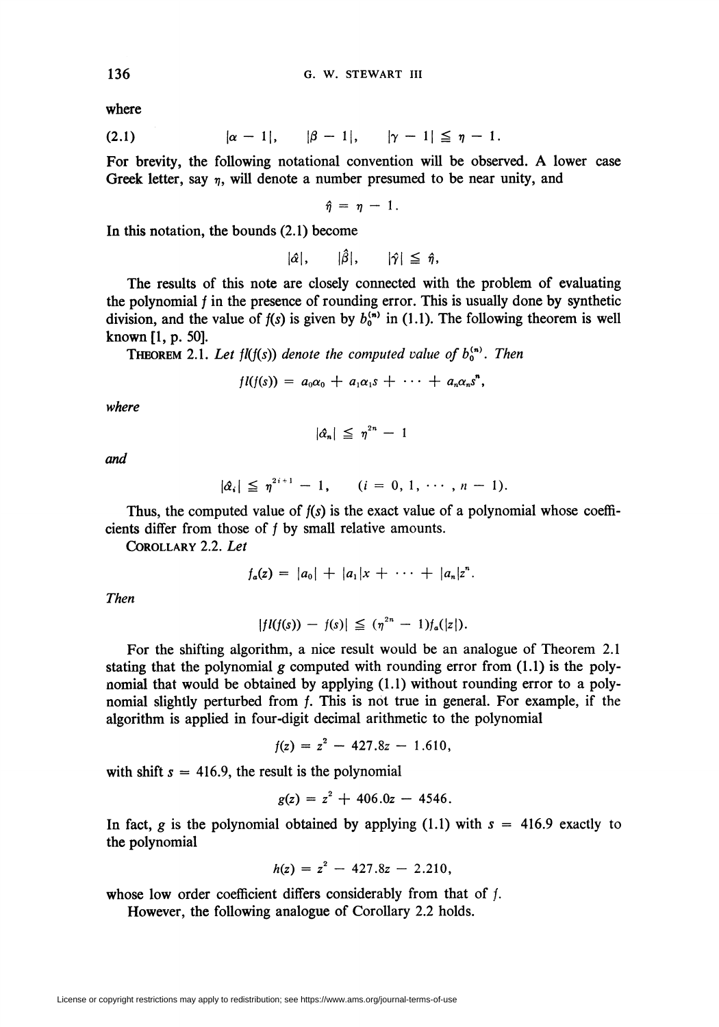where

$$(2.1) \qquad |\alpha - 1|, \qquad |\beta - 1|, \qquad |\gamma - 1| \leqq \eta - 1.$$

For brevity, the following notational convention will be observed. A lower case Greek letter, say $\eta$, will denote a number presumed to be near unity, and

$$\hat{\eta} = \eta - 1.$$

In this notation, the bounds (2.1) become

$$|\hat{\alpha}|, \qquad |\hat{\beta}|, \qquad |\hat{\gamma}| \leqq \hat{\eta},$$

The results of this note are closely connected with the problem of evaluating the polynomial $f$ in the presence of rounding error. This is usually done by synthetic division, and the value of $f(s)$ is given by $b_0^{(n)}$ in (1.1). The following theorem is well known [1, p. 50].

**Theorem** 2.1. *Let $fl(f(s))$ denote the computed value of $b_0^{(n)}$. Then*

$$fl(f(s)) = a_0\alpha_0 + a_1\alpha_1 s + \cdots + a_n\alpha_n s^n,$$

*where*

$$|\hat{\alpha}_n| \leqq \eta^{2n} - 1$$

*and*

$$|\hat{\alpha}_i| \leqq \eta^{2i+1} - 1, \qquad (i = 0, 1, \cdots, n - 1).$$

Thus, the computed value of $f(s)$ is the exact value of a polynomial whose coefficients differ from those of $f$ by small relative amounts.

**Corollary** 2.2. *Let*

$$f_a(z) = |a_0| + |a_1|x + \cdots + |a_n|z^n.$$

*Then*

$$|fl(f(s)) - f(s)| \leqq (\eta^{2n} - 1)f_a(|z|).$$

For the shifting algorithm, a nice result would be an analogue of Theorem 2.1 stating that the polynomial $g$ computed with rounding error from (1.1) is the polynomial that would be obtained by applying (1.1) without rounding error to a polynomial slightly perturbed from $f$. This is not true in general. For example, if the algorithm is applied in four-digit decimal arithmetic to the polynomial

$$f(z) = z^2 - 427.8z - 1.610,$$

with shift $s = 416.9$, the result is the polynomial

$$g(z) = z^2 + 406.0z - 4546.$$

In fact, $g$ is the polynomial obtained by applying (1.1) with $s = 416.9$ exactly to the polynomial

$$h(z) = z^2 - 427.8z - 2.210,$$

whose low order coefficient differs considerably from that of $f$.

However, the following analogue of Corollary 2.2 holds.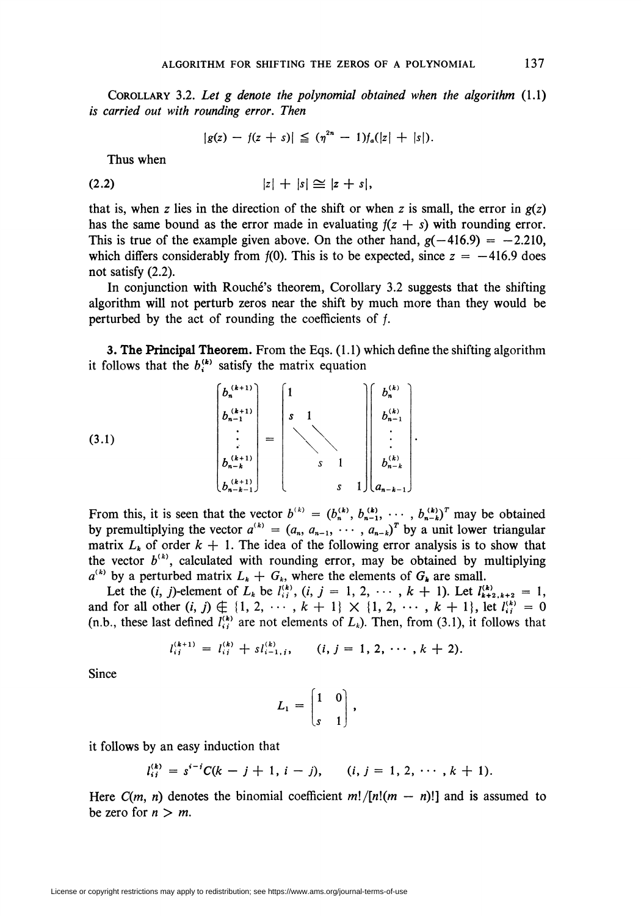COROLLARY 3.2. *Let g denote the polynomial obtained when the algorithm* (1.1) *is carried out with rounding error. Then*

$$|g(z) - f(z + s)| \leqq (\eta^{2n} - 1)f_a(|z| + |s|).$$

Thus when

$$|z| + |s| \cong |z + s|, \tag{2.2}$$

that is, when $z$ lies in the direction of the shift or when $z$ is small, the error in $g(z)$ has the same bound as the error made in evaluating $f(z + s)$ with rounding error. This is true of the example given above. On the other hand, $g(-416.9) = -2.210$, which differs considerably from $f(0)$. This is to be expected, since $z = -416.9$ does not satisfy (2.2).

In conjunction with Rouché's theorem, Corollary 3.2 suggests that the shifting algorithm will not perturb zeros near the shift by much more than they would be perturbed by the act of rounding the coefficients of $f$.

**3. The Principal Theorem.** From the Eqs. (1.1) which define the shifting algorithm it follows that the $b_i^{(k)}$ satisfy the matrix equation

$$\begin{pmatrix} b_n^{(k+1)} \\ b_{n-1}^{(k+1)} \\ \vdots \\ b_{n-k}^{(k+1)} \\ b_{n-k-1}^{(k+1)} \end{pmatrix} = \begin{pmatrix} 1 & & & & \\ s & 1 & & & \\ & \ddots & \ddots & & \\ & & s & 1 & \\ & & & s & 1 \end{pmatrix} \begin{pmatrix} b_n^{(k)} \\ b_{n-1}^{(k)} \\ \vdots \\ b_{n-k}^{(k)} \\ a_{n-k-1} \end{pmatrix}. \tag{3.1}$$

From this, it is seen that the vector $b^{(k)} = (b_n^{(k)}, b_{n-1}^{(k)}, \cdots, b_{n-k}^{(k)})^T$ may be obtained by premultiplying the vector $a^{(k)} = (a_n, a_{n-1}, \cdots, a_{n-k})^T$ by a unit lower triangular matrix $L_k$ of order $k + 1$. The idea of the following error analysis is to show that the vector $b^{(k)}$, calculated with rounding error, may be obtained by multiplying $a^{(k)}$ by a perturbed matrix $L_k + G_k$, where the elements of $G_k$ are small.

Let the $(i, j)$-element of $L_k$ be $l_{ij}^{(k)}$, $(i, j = 1, 2, \cdots, k + 1)$. Let $l_{k+2,k+2}^{(k)} = 1$, and for all other $(i, j) \notin \{1, 2, \cdots, k + 1\} \times \{1, 2, \cdots, k + 1\}$, let $l_{ij}^{(k)} = 0$ (n.b., these last defined $l_{ij}^{(k)}$ are not elements of $L_k$). Then, from (3.1), it follows that

$$l_{ij}^{(k+1)} = l_{ij}^{(k)} + s l_{i-1,j}^{(k)}, \qquad (i, j = 1, 2, \cdots, k + 2).$$

Since

$$L_1 = \begin{pmatrix} 1 & 0 \\ s & 1 \end{pmatrix},$$

it follows by an easy induction that

$$l_{ij}^{(k)} = s^{i-j} C(k - j + 1, i - j), \qquad (i, j = 1, 2, \cdots, k + 1).$$

Here $C(m, n)$ denotes the binomial coefficient $m!/[n!(m - n)!]$ and is assumed to be zero for $n > m$.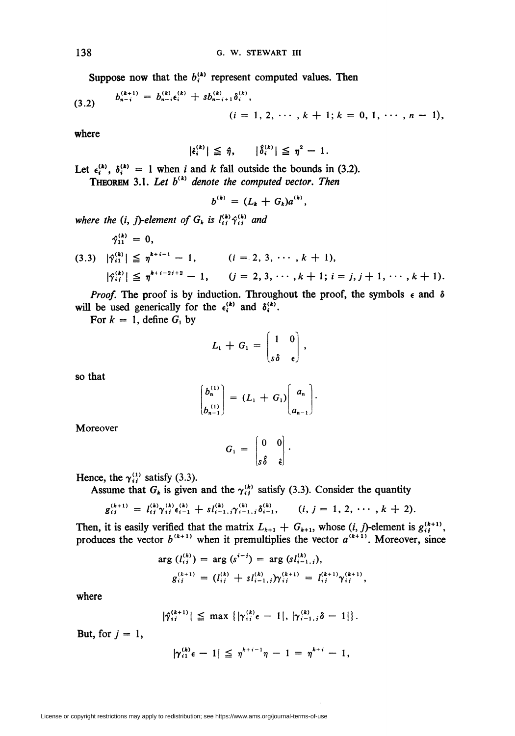Suppose now that the $b_i^{(k)}$ represent computed values. Then

$$b_{n-i}^{(k+1)} = b_{n-i}^{(k)}\epsilon_i^{(k)} + s b_{n-i+1}^{(k)}\delta_i^{(k)}, \tag{3.2}$$

$$(i = 1, 2, \cdots, k+1; k = 0, 1, \cdots, n-1),$$

where

$$|\hat{\epsilon}_i^{(k)}| \leqq \hat{\eta}, \qquad |\hat{\delta}_i^{(k)}| \leqq \eta^2 - 1.$$

Let $\epsilon_i^{(k)}, \delta_i^{(k)} = 1$ when $i$ and $k$ fall outside the bounds in (3.2).

**Theorem** 3.1. *Let $b^{(k)}$ denote the computed vector. Then*

$$b^{(k)} = (L_k + G_k)a^{(k)},$$

*where the $(i, j)$-element of $G_k$ is $l_{ij}^{(k)}\hat{\gamma}_{ij}^{(k)}$ and*

$$\hat{\gamma}_{11}^{(k)} = 0,$$

$$|\hat{\gamma}_{i1}^{(k)}| \leqq \eta^{k+i-1} - 1, \qquad (i = 2, 3, \cdots, k+1), \tag{3.3}$$

$$|\hat{\gamma}_{ij}^{(k)}| \leqq \eta^{k+i-2j+2} - 1, \qquad (j = 2, 3, \cdots, k+1; i = j, j+1, \cdots, k+1).$$

*Proof.* The proof is by induction. Throughout the proof, the symbols $\epsilon$ and $\delta$ will be used generically for the $\epsilon_i^{(k)}$ and $\delta_i^{(k)}$.

For $k = 1$, define $G_1$ by

$$L_1 + G_1 = \begin{bmatrix} 1 & 0 \\ s\delta & \epsilon \end{bmatrix},$$

so that

$$\begin{bmatrix} b_n^{(1)} \\ b_{n-1}^{(1)} \end{bmatrix} = (L_1 + G_1)\begin{bmatrix} a_n \\ a_{n-1} \end{bmatrix}.$$

Moreover

$$G_1 = \begin{bmatrix} 0 & 0 \\ s\hat{\delta} & \hat{\epsilon} \end{bmatrix}.$$

Hence, the $\gamma_{ij}^{(1)}$ satisfy (3.3).

Assume that $G_k$ is given and the $\gamma_{ij}^{(k)}$ satisfy (3.3). Consider the quantity

$$g_{ij}^{(k+1)} = l_{ij}^{(k)}\gamma_{ij}^{(k)}\epsilon_{i-1}^{(k)} + s l_{i-1,j}^{(k)}\gamma_{i-1,j}^{(k)}\delta_{i-1}^{(k)}, \qquad (i, j = 1, 2, \cdots, k+2).$$

Then, it is easily verified that the matrix $L_{k+1} + G_{k+1}$, whose $(i, j)$-element is $g_{ij}^{(k+1)}$, produces the vector $b^{(k+1)}$ when it premultiplies the vector $a^{(k+1)}$. Moreover, since

$$\arg(l_{ij}^{(k)}) = \arg(s^{i-j}) = \arg(s l_{i-1,j}^{(k)}),$$

$$g_{ij}^{(k+1)} = (l_{ij}^{(k)} + s l_{i-1,j}^{(k)})\gamma_{ij}^{(k+1)} = l_{ij}^{(k+1)}\gamma_{ij}^{(k+1)},$$

where

$$|\hat{\gamma}_{ij}^{(k+1)}| \leqq \max\{|\gamma_{ij}^{(k)}\epsilon - 1|, |\gamma_{i-1,j}^{(k)}\delta - 1|\}.$$

But, for $j = 1$,

$$|\gamma_{i1}^{(k)}\epsilon - 1| \leqq \eta^{k+i-1}\eta - 1 = \eta^{k+i} - 1,$$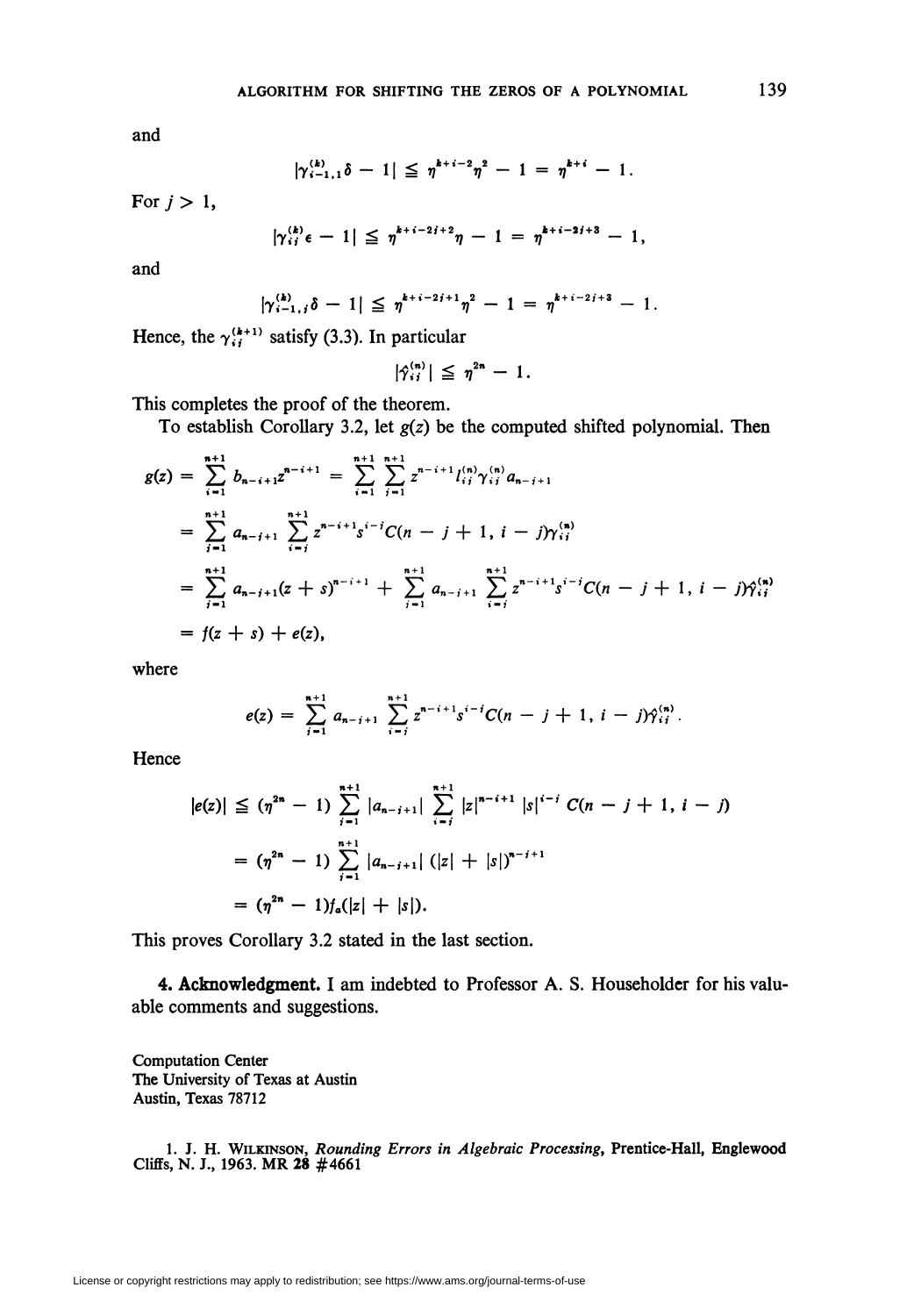and

$$|\gamma_{i-1,1}^{(k)}\delta - 1| \leqq \eta^{k+i-2}\eta^2 - 1 = \eta^{k+i} - 1.$$

For $j > 1$,

$$|\gamma_{ij}^{(k)}\epsilon - 1| \leqq \eta^{k+i-2j+2}\eta - 1 = \eta^{k+i-2j+3} - 1,$$

and

$$|\gamma_{i-1,j}^{(k)}\delta - 1| \leqq \eta^{k+i-2j+1}\eta^2 - 1 = \eta^{k+i-2j+3} - 1.$$

Hence, the $\gamma_{ij}^{(k+1)}$ satisfy (3.3). In particular

$$|\hat{\gamma}_{ij}^{(n)}| \leqq \eta^{2n} - 1.$$

This completes the proof of the theorem.

To establish Corollary 3.2, let $g(z)$ be the computed shifted polynomial. Then

$$\begin{aligned}
g(z) &= \sum_{i=1}^{n+1} b_{n-i+1}z^{n-i+1} = \sum_{i=1}^{n+1}\sum_{j=1}^{n+1} z^{n-i+1}l_{ij}^{(n)}\gamma_{ij}^{(n)}a_{n-j+1} \\
&= \sum_{j=1}^{n+1} a_{n-j+1}\sum_{i=j}^{n+1} z^{n-i+1}s^{i-j}C(n-j+1,\, i-j)\gamma_{ij}^{(n)} \\
&= \sum_{j=1}^{n+1} a_{n-j+1}(z+s)^{n-j+1} + \sum_{j=1}^{n+1} a_{n-j+1}\sum_{i=j}^{n+1} z^{n-i+1}s^{i-j}C(n-j+1,\, i-j)\hat{\gamma}_{ij}^{(n)} \\
&= f(z+s) + e(z),
\end{aligned}$$

where

$$e(z) = \sum_{j=1}^{n+1} a_{n-j+1}\sum_{i=j}^{n+1} z^{n-i+1}s^{i-j}C(n-j+1,\, i-j)\hat{\gamma}_{ij}^{(n)}.$$

Hence

$$\begin{aligned}
|e(z)| &\leqq (\eta^{2n} - 1)\sum_{j=1}^{n+1} |a_{n-j+1}| \sum_{i=j}^{n+1} |z|^{n-i+1}\,|s|^{i-j}\,C(n-j+1,\, i-j) \\
&= (\eta^{2n} - 1)\sum_{j=1}^{n+1} |a_{n-j+1}|\,(|z| + |s|)^{n-j+1} \\
&= (\eta^{2n} - 1)f_a(|z| + |s|).
\end{aligned}$$

This proves Corollary 3.2 stated in the last section.

**4. Acknowledgment.** I am indebted to Professor A. S. Householder for his valuable comments and suggestions.

Computation Center
The University of Texas at Austin
Austin, Texas 78712

1. J. H. Wilkinson, *Rounding Errors in Algebraic Processing*, Prentice-Hall, Englewood Cliffs, N. J., 1963. MR **28** #4661